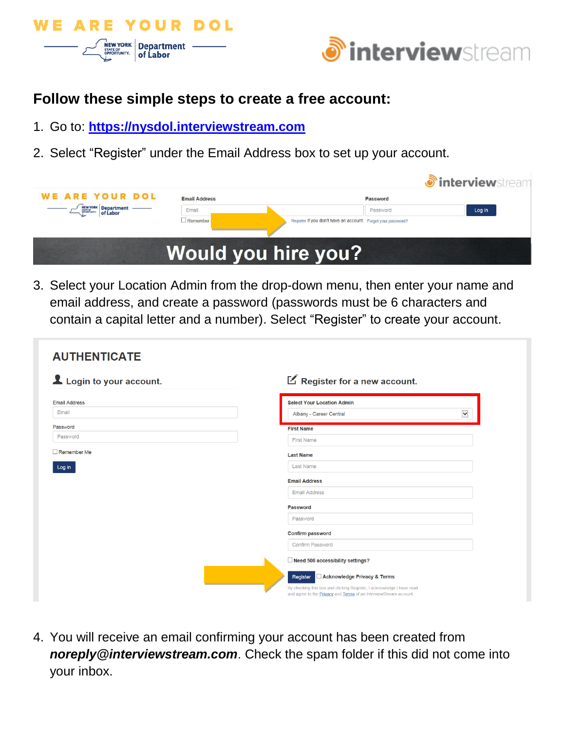WE ARE YOUR DOL

NEW YORK STATE OF OPPORTUNITY. Department of Labor

interviewstream

## Follow these simple steps to create a free account:

1. Go to: [https://nysdol.interviewstream.com](https://nysdol.interviewstream.com)
2. Select “Register” under the Email Address box to set up your account.

WE ARE YOUR DOL | Email Address | Password | Log in | Remember | Register if you don't have an account. | Forgot your password?

**Would you hire you?**

3. Select your Location Admin from the drop-down menu, then enter your name and email address, and create a password (passwords must be 6 characters and contain a capital letter and a number). Select “Register” to create your account.

**AUTHENTICATE**

Login to your account.

Email Address
Password
Remember Me
Log in

Register for a new account.

Select Your Location Admin: Albany - Career Central
First Name
Last Name
Email Address
Password
Confirm password
Need 508 accessibility settings?
Register | Acknowledge Privacy & Terms

By checking this box and clicking Register, I acknowledge I have read and agree to the Privacy and Terms of an InterviewStream account.

4. You will receive an email confirming your account has been created from ***noreply@interviewstream.com***. Check the spam folder if this did not come into your inbox.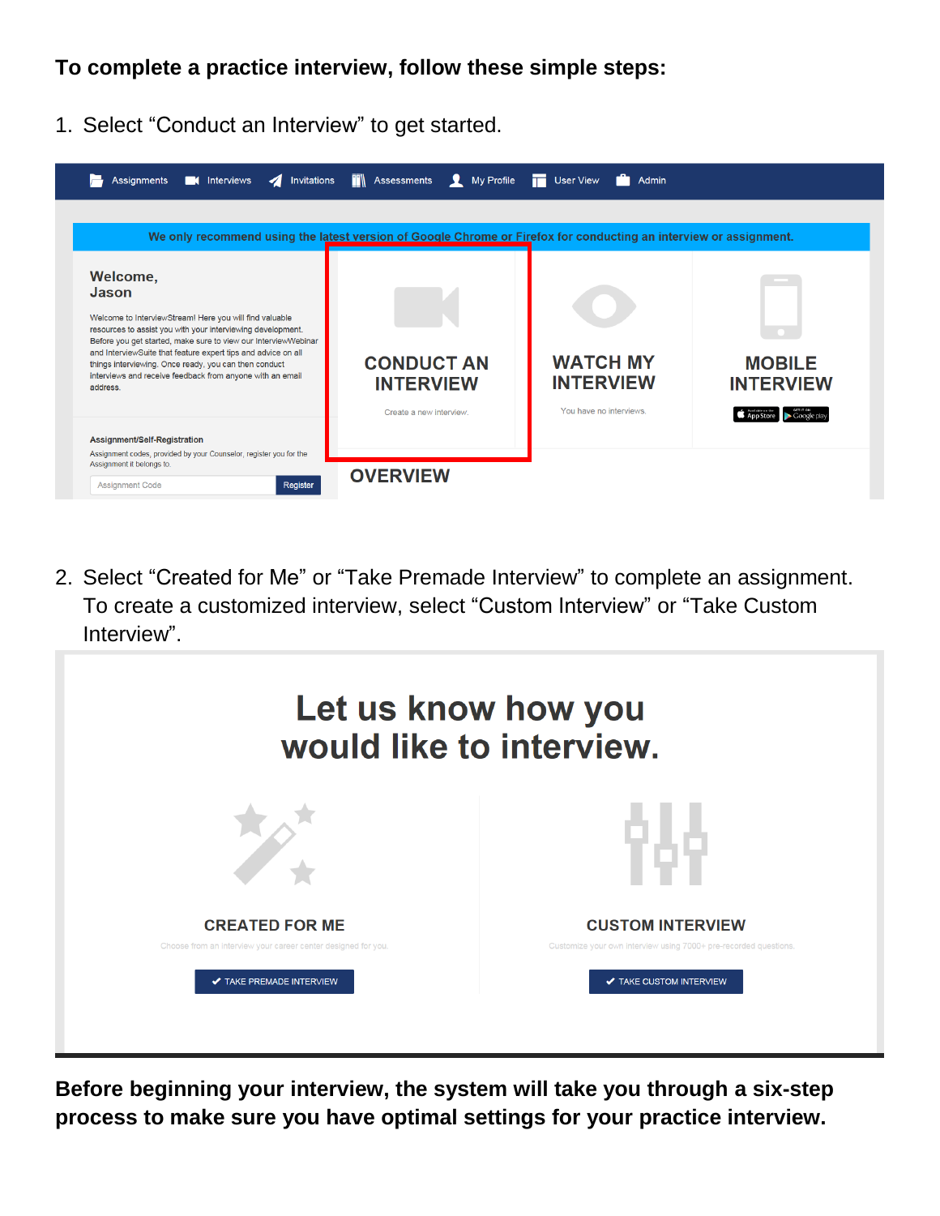**To complete a practice interview, follow these simple steps:**

1. Select "Conduct an Interview" to get started.

Assignments | Interviews | Invitations | Assessments | My Profile | User View | Admin

We only recommend using the latest version of Google Chrome or Firefox for conducting an interview or assignment.

**Welcome, Jason**

Welcome to InterviewStream! Here you will find valuable resources to assist you with your interviewing development. Before you get started, make sure to view our InterviewWebinar and InterviewSuite that feature expert tips and advice on all things interviewing. Once ready, you can then conduct interviews and receive feedback from anyone with an email address.

**Assignment/Self-Registration**

Assignment codes, provided by your Counselor, register you for the Assignment it belongs to.

Assignment Code | Register

**CONDUCT AN INTERVIEW**
Create a new interview.

**WATCH MY INTERVIEW**
You have no interviews.

**MOBILE INTERVIEW**
App Store | Google play

**OVERVIEW**

2. Select "Created for Me" or "Take Premade Interview" to complete an assignment. To create a customized interview, select "Custom Interview" or "Take Custom Interview".

**Let us know how you would like to interview.**

**CREATED FOR ME**
Choose from an interview your career center designed for you.
✔ TAKE PREMADE INTERVIEW

**CUSTOM INTERVIEW**
Customize your own interview using 7000+ pre-recorded questions.
✔ TAKE CUSTOM INTERVIEW

**Before beginning your interview, the system will take you through a six-step process to make sure you have optimal settings for your practice interview.**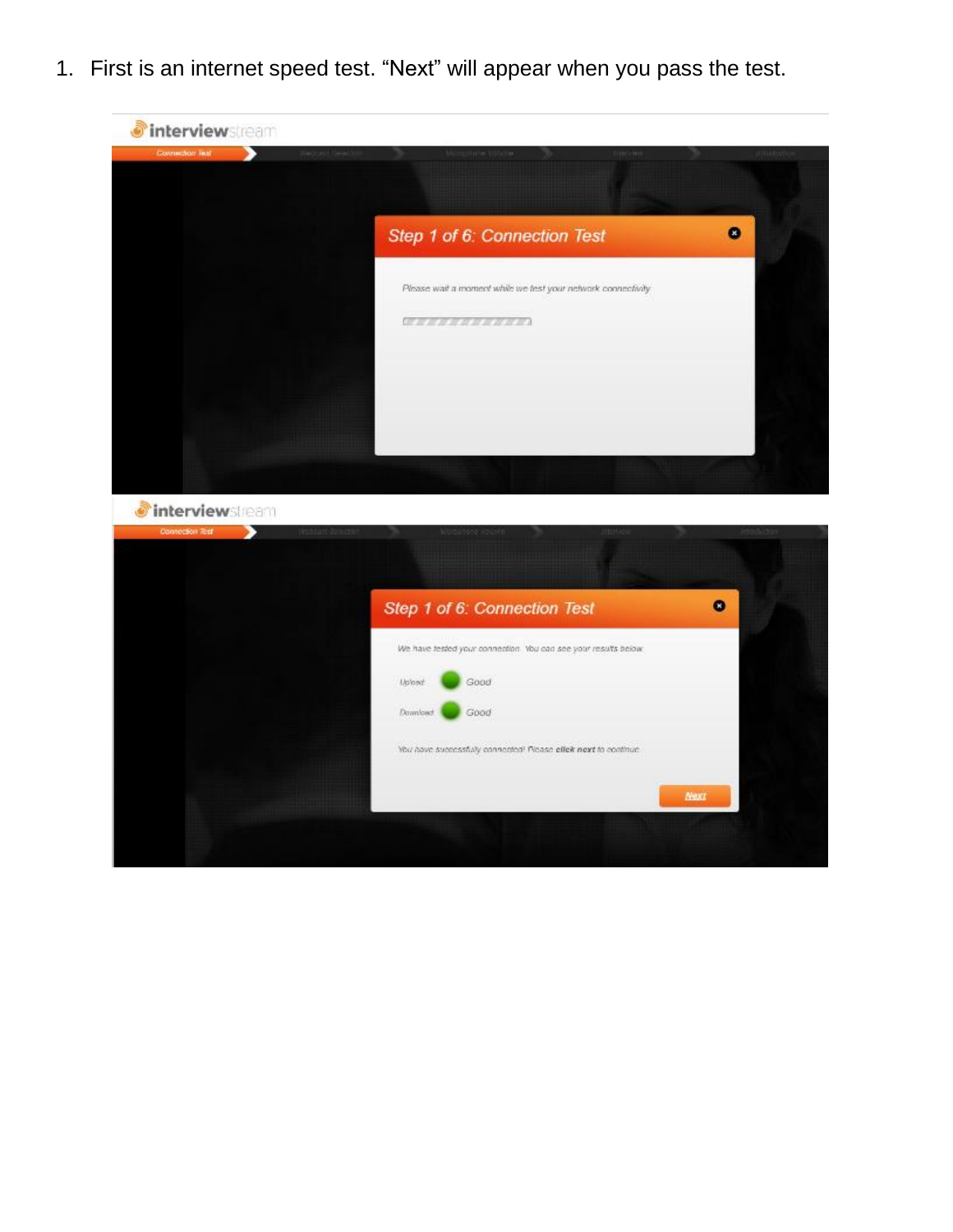1. First is an internet speed test. “Next” will appear when you pass the test.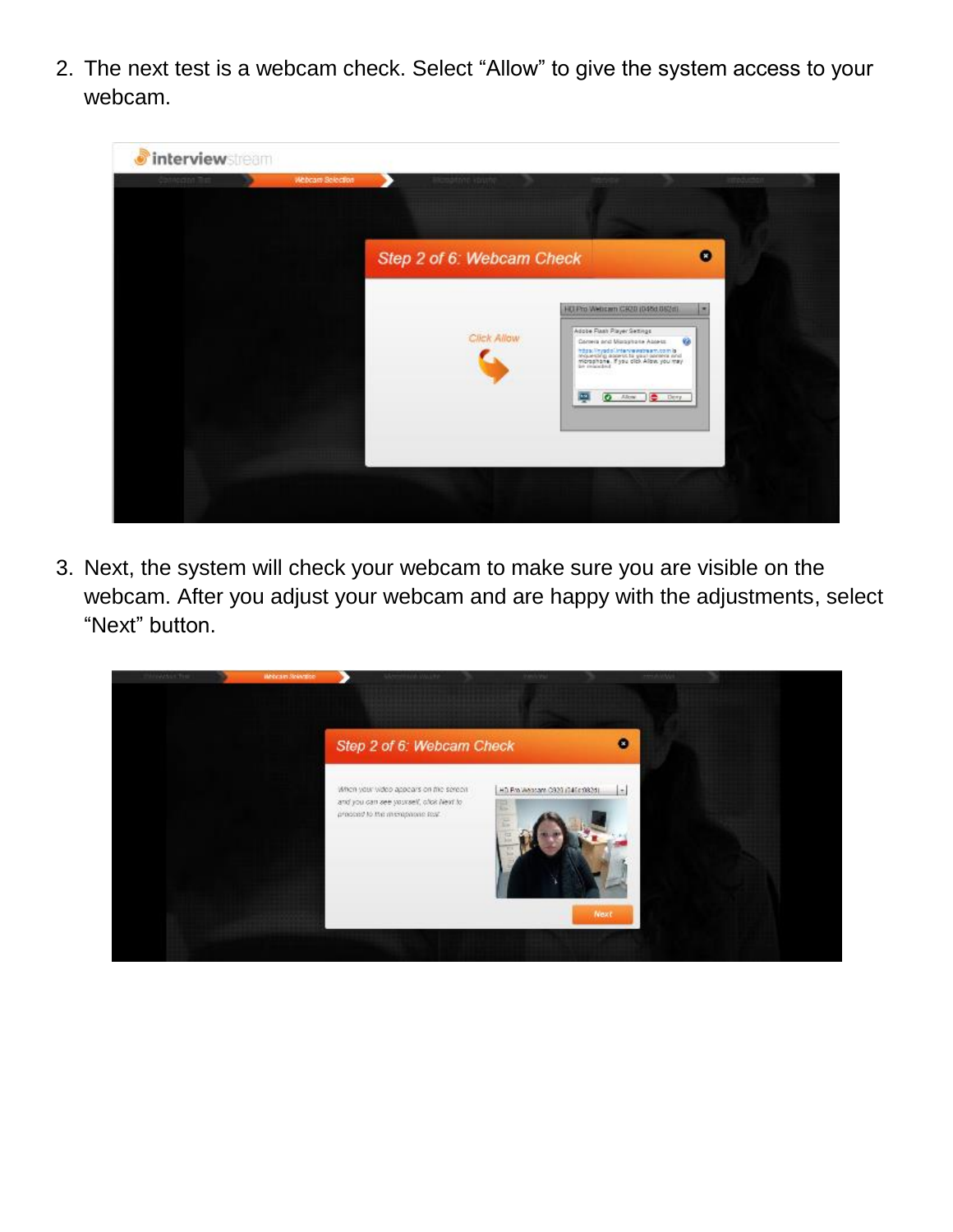2. The next test is a webcam check. Select “Allow” to give the system access to your webcam.

3. Next, the system will check your webcam to make sure you are visible on the webcam. After you adjust your webcam and are happy with the adjustments, select “Next” button.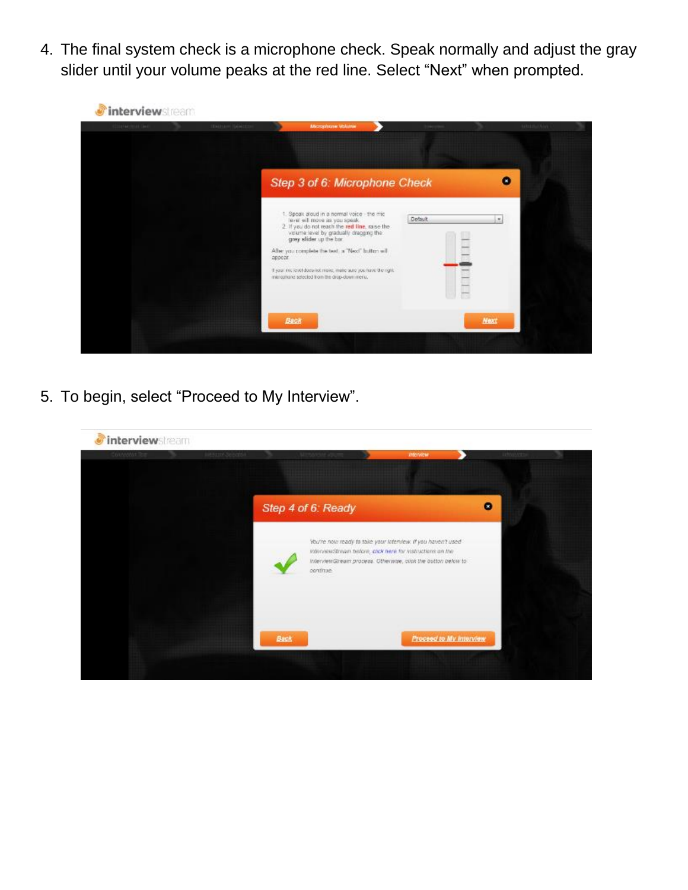4. The final system check is a microphone check. Speak normally and adjust the gray slider until your volume peaks at the red line. Select "Next" when prompted.

5. To begin, select "Proceed to My Interview".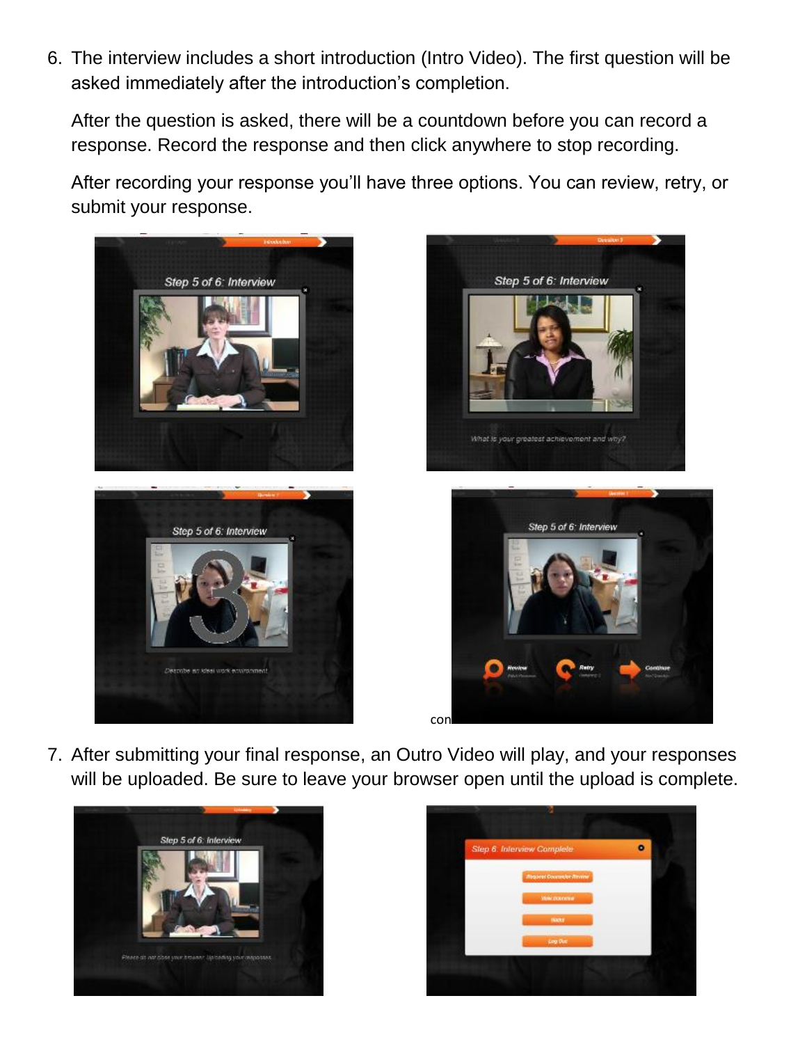6. The interview includes a short introduction (Intro Video). The first question will be asked immediately after the introduction's completion.

   After the question is asked, there will be a countdown before you can record a response. Record the response and then click anywhere to stop recording.

   After recording your response you'll have three options. You can review, retry, or submit your response.

con

7. After submitting your final response, an Outro Video will play, and your responses will be uploaded. Be sure to leave your browser open until the upload is complete.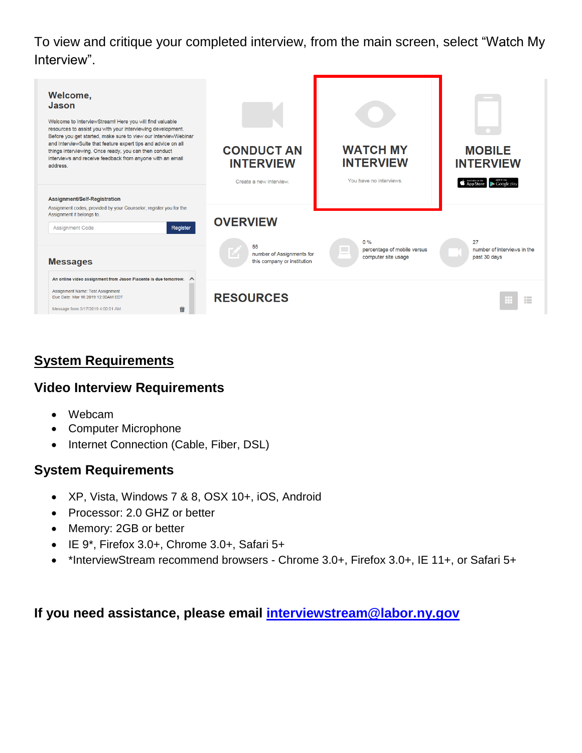To view and critique your completed interview, from the main screen, select “Watch My Interview”.

## System Requirements

### Video Interview Requirements

- Webcam
- Computer Microphone
- Internet Connection (Cable, Fiber, DSL)

### System Requirements

- XP, Vista, Windows 7 & 8, OSX 10+, iOS, Android
- Processor: 2.0 GHZ or better
- Memory: 2GB or better
- IE 9*, Firefox 3.0+, Chrome 3.0+, Safari 5+
- *InterviewStream recommend browsers - Chrome 3.0+, Firefox 3.0+, IE 11+, or Safari 5+

**If you need assistance, please email [interviewstream@labor.ny.gov](mailto:interviewstream@labor.ny.gov)**